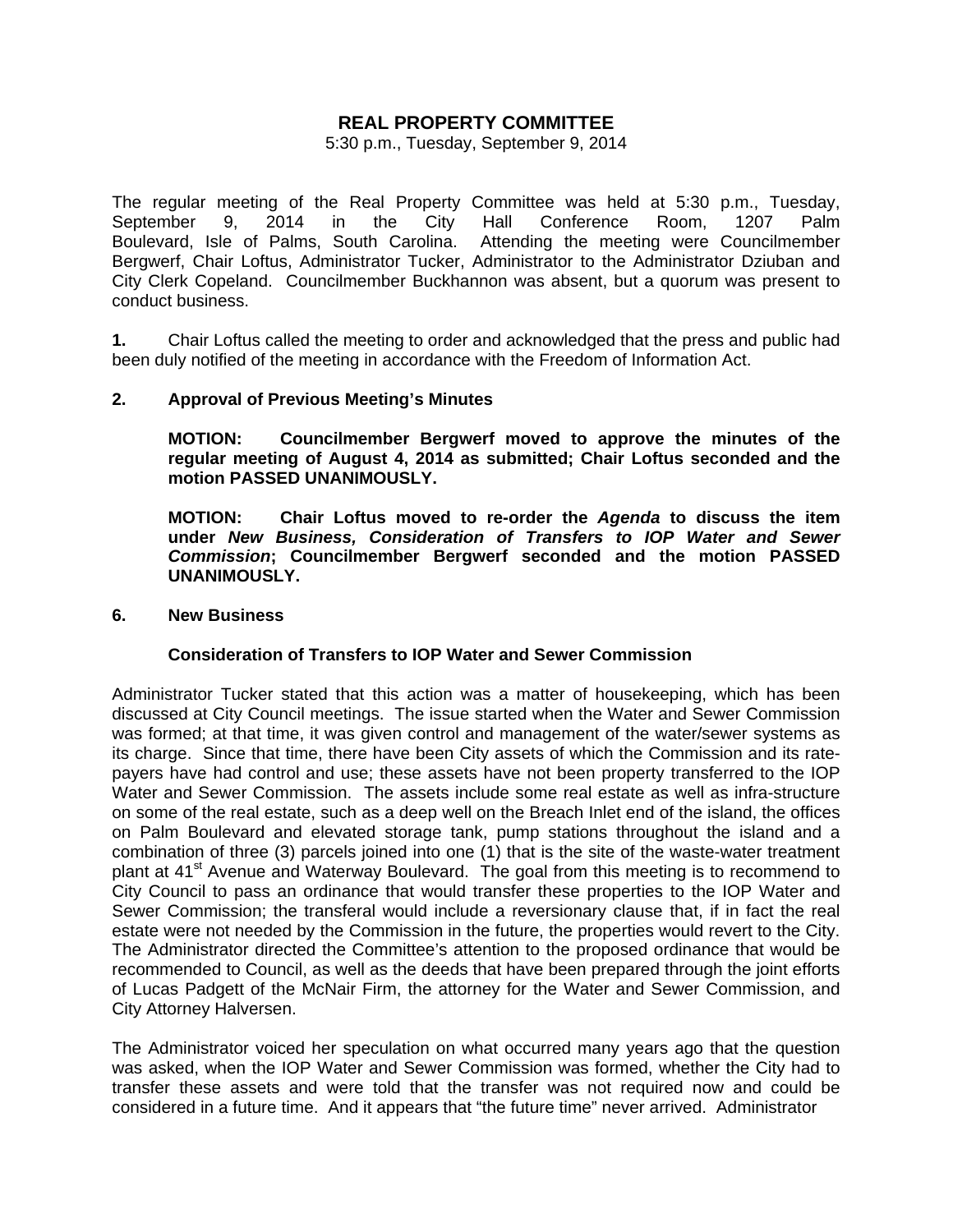# REAL PROPERTY COMMITTEE

5:30 p.m., Tuesday, September 9, 2014

The regular meeting of the Real Property Committee was held at 5:30 p.m., Tuesday, September 9, 2014 in the City Hall Conference Room, 1207 Palm Boulevard, Isle of Palms, South Carolina. Attending the meeting were Councilmember Bergwerf, Chair Loftus, Administrator Tucker, Administrator to the Administrator Dziuban and City Clerk Copeland. Councilmember Buckhannon was absent, but a quorum was present to conduct business.

**1.** Chair Loftus called the meeting to order and acknowledged that the press and public had been duly notified of the meeting in accordance with the Freedom of Information Act.

**2. Approval of Previous Meeting's Minutes**

**MOTION: Councilmember Bergwerf moved to approve the minutes of the regular meeting of August 4, 2014 as submitted; Chair Loftus seconded and the motion PASSED UNANIMOUSLY.**

**MOTION: Chair Loftus moved to re-order the *Agenda* to discuss the item under *New Business, Consideration of Transfers to IOP Water and Sewer Commission*; Councilmember Bergwerf seconded and the motion PASSED UNANIMOUSLY.**

**6. New Business**

**Consideration of Transfers to IOP Water and Sewer Commission**

Administrator Tucker stated that this action was a matter of housekeeping, which has been discussed at City Council meetings. The issue started when the Water and Sewer Commission was formed; at that time, it was given control and management of the water/sewer systems as its charge. Since that time, there have been City assets of which the Commission and its rate-payers have had control and use; these assets have not been property transferred to the IOP Water and Sewer Commission. The assets include some real estate as well as infra-structure on some of the real estate, such as a deep well on the Breach Inlet end of the island, the offices on Palm Boulevard and elevated storage tank, pump stations throughout the island and a combination of three (3) parcels joined into one (1) that is the site of the waste-water treatment plant at 41st Avenue and Waterway Boulevard. The goal from this meeting is to recommend to City Council to pass an ordinance that would transfer these properties to the IOP Water and Sewer Commission; the transferal would include a reversionary clause that, if in fact the real estate were not needed by the Commission in the future, the properties would revert to the City. The Administrator directed the Committee's attention to the proposed ordinance that would be recommended to Council, as well as the deeds that have been prepared through the joint efforts of Lucas Padgett of the McNair Firm, the attorney for the Water and Sewer Commission, and City Attorney Halversen.

The Administrator voiced her speculation on what occurred many years ago that the question was asked, when the IOP Water and Sewer Commission was formed, whether the City had to transfer these assets and were told that the transfer was not required now and could be considered in a future time. And it appears that "the future time" never arrived. Administrator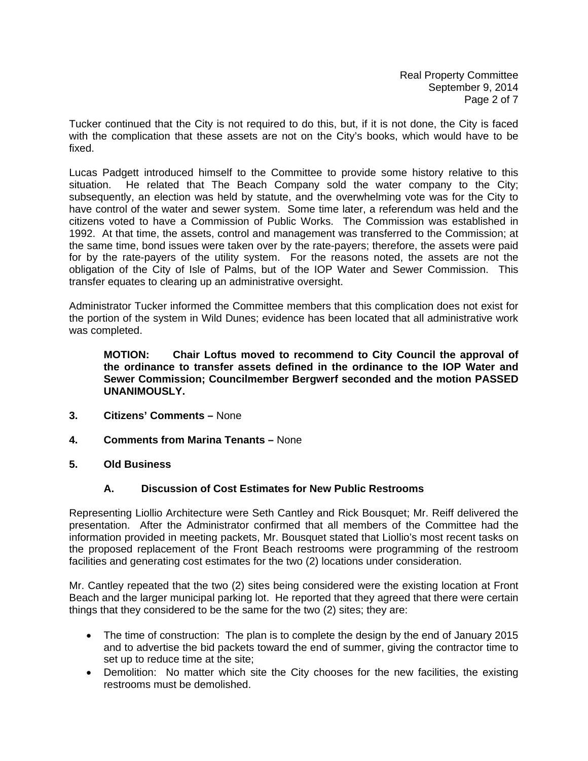Tucker continued that the City is not required to do this, but, if it is not done, the City is faced with the complication that these assets are not on the City's books, which would have to be fixed.

Lucas Padgett introduced himself to the Committee to provide some history relative to this situation. He related that The Beach Company sold the water company to the City; subsequently, an election was held by statute, and the overwhelming vote was for the City to have control of the water and sewer system. Some time later, a referendum was held and the citizens voted to have a Commission of Public Works. The Commission was established in 1992. At that time, the assets, control and management was transferred to the Commission; at the same time, bond issues were taken over by the rate-payers; therefore, the assets were paid for by the rate-payers of the utility system. For the reasons noted, the assets are not the obligation of the City of Isle of Palms, but of the IOP Water and Sewer Commission. This transfer equates to clearing up an administrative oversight.

Administrator Tucker informed the Committee members that this complication does not exist for the portion of the system in Wild Dunes; evidence has been located that all administrative work was completed.

> **MOTION: Chair Loftus moved to recommend to City Council the approval of the ordinance to transfer assets defined in the ordinance to the IOP Water and Sewer Commission; Councilmember Bergwerf seconded and the motion PASSED UNANIMOUSLY.**

**3. Citizens' Comments –** None

**4. Comments from Marina Tenants –** None

**5. Old Business**

**A. Discussion of Cost Estimates for New Public Restrooms**

Representing Liollio Architecture were Seth Cantley and Rick Bousquet; Mr. Reiff delivered the presentation. After the Administrator confirmed that all members of the Committee had the information provided in meeting packets, Mr. Bousquet stated that Liollio's most recent tasks on the proposed replacement of the Front Beach restrooms were programming of the restroom facilities and generating cost estimates for the two (2) locations under consideration.

Mr. Cantley repeated that the two (2) sites being considered were the existing location at Front Beach and the larger municipal parking lot. He reported that they agreed that there were certain things that they considered to be the same for the two (2) sites; they are:

- The time of construction: The plan is to complete the design by the end of January 2015 and to advertise the bid packets toward the end of summer, giving the contractor time to set up to reduce time at the site;
- Demolition: No matter which site the City chooses for the new facilities, the existing restrooms must be demolished.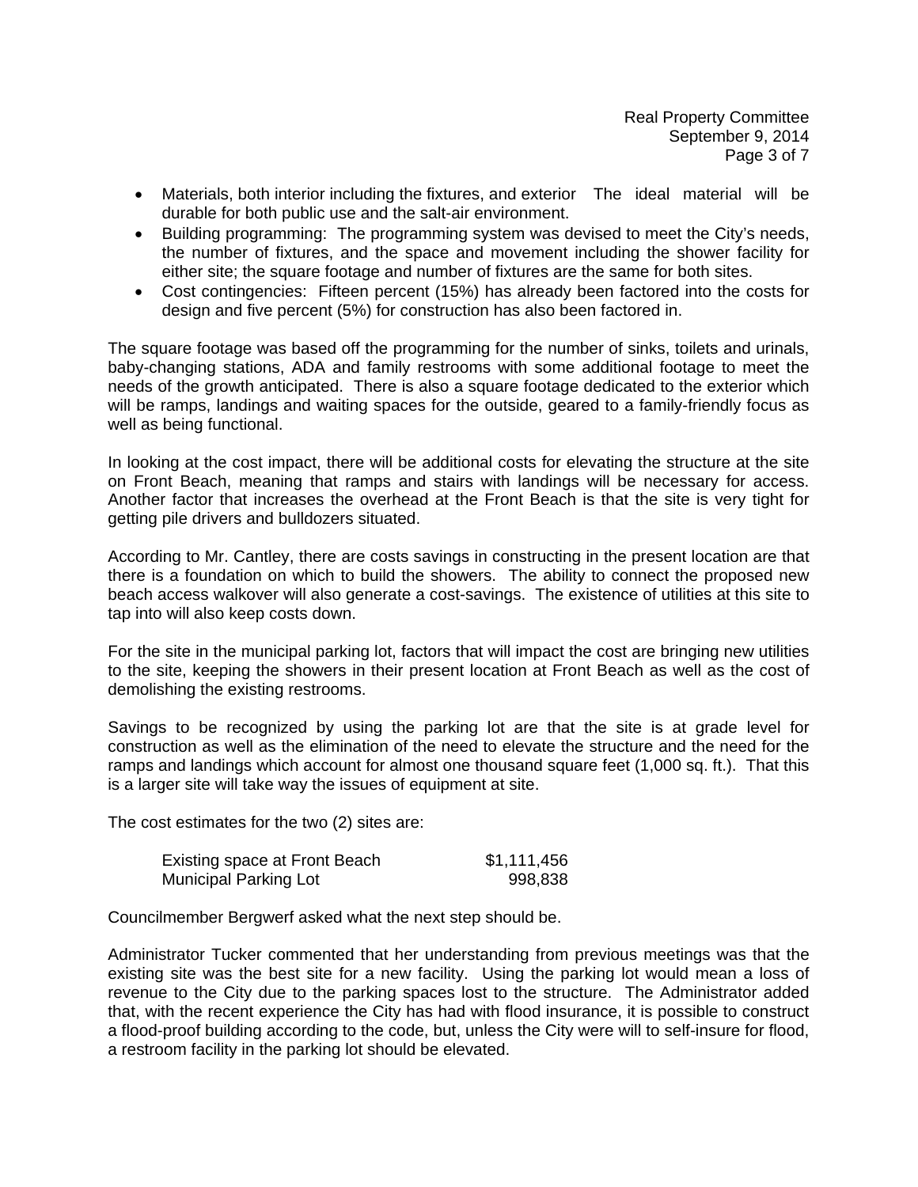- Materials, both interior including the fixtures, and exterior The ideal material will be durable for both public use and the salt-air environment.
- Building programming: The programming system was devised to meet the City's needs, the number of fixtures, and the space and movement including the shower facility for either site; the square footage and number of fixtures are the same for both sites.
- Cost contingencies: Fifteen percent (15%) has already been factored into the costs for design and five percent (5%) for construction has also been factored in.

The square footage was based off the programming for the number of sinks, toilets and urinals, baby-changing stations, ADA and family restrooms with some additional footage to meet the needs of the growth anticipated. There is also a square footage dedicated to the exterior which will be ramps, landings and waiting spaces for the outside, geared to a family-friendly focus as well as being functional.

In looking at the cost impact, there will be additional costs for elevating the structure at the site on Front Beach, meaning that ramps and stairs with landings will be necessary for access. Another factor that increases the overhead at the Front Beach is that the site is very tight for getting pile drivers and bulldozers situated.

According to Mr. Cantley, there are costs savings in constructing in the present location are that there is a foundation on which to build the showers. The ability to connect the proposed new beach access walkover will also generate a cost-savings. The existence of utilities at this site to tap into will also keep costs down.

For the site in the municipal parking lot, factors that will impact the cost are bringing new utilities to the site, keeping the showers in their present location at Front Beach as well as the cost of demolishing the existing restrooms.

Savings to be recognized by using the parking lot are that the site is at grade level for construction as well as the elimination of the need to elevate the structure and the need for the ramps and landings which account for almost one thousand square feet (1,000 sq. ft.). That this is a larger site will take way the issues of equipment at site.

The cost estimates for the two (2) sites are:

| | |
|---|---|
| Existing space at Front Beach | $1,111,456 |
| Municipal Parking Lot | 998,838 |

Councilmember Bergwerf asked what the next step should be.

Administrator Tucker commented that her understanding from previous meetings was that the existing site was the best site for a new facility. Using the parking lot would mean a loss of revenue to the City due to the parking spaces lost to the structure. The Administrator added that, with the recent experience the City has had with flood insurance, it is possible to construct a flood-proof building according to the code, but, unless the City were will to self-insure for flood, a restroom facility in the parking lot should be elevated.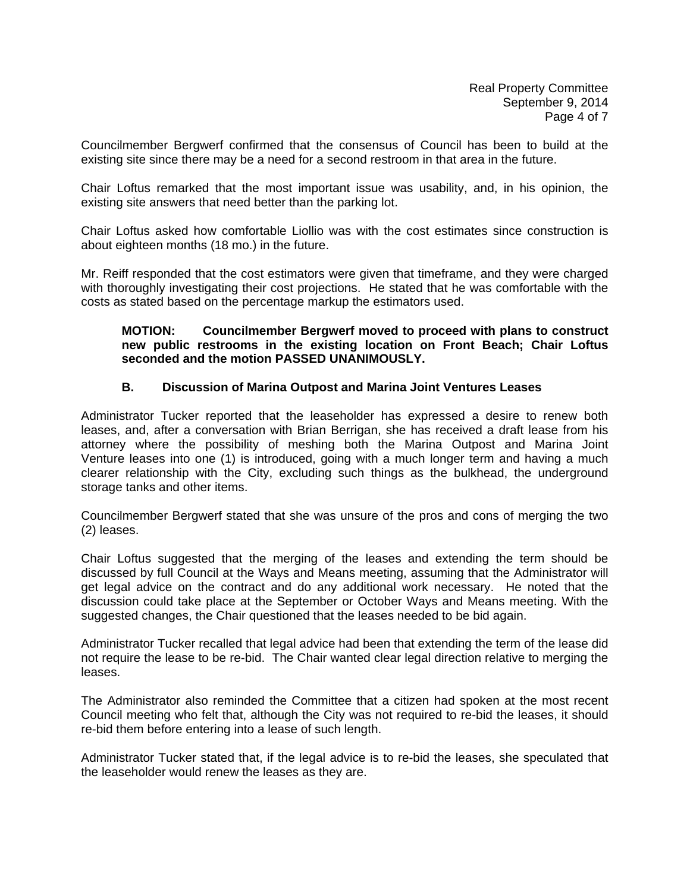Councilmember Bergwerf confirmed that the consensus of Council has been to build at the existing site since there may be a need for a second restroom in that area in the future.

Chair Loftus remarked that the most important issue was usability, and, in his opinion, the existing site answers that need better than the parking lot.

Chair Loftus asked how comfortable Liollio was with the cost estimates since construction is about eighteen months (18 mo.) in the future.

Mr. Reiff responded that the cost estimators were given that timeframe, and they were charged with thoroughly investigating their cost projections. He stated that he was comfortable with the costs as stated based on the percentage markup the estimators used.

> **MOTION: Councilmember Bergwerf moved to proceed with plans to construct new public restrooms in the existing location on Front Beach; Chair Loftus seconded and the motion PASSED UNANIMOUSLY.**

### B. Discussion of Marina Outpost and Marina Joint Ventures Leases

Administrator Tucker reported that the leaseholder has expressed a desire to renew both leases, and, after a conversation with Brian Berrigan, she has received a draft lease from his attorney where the possibility of meshing both the Marina Outpost and Marina Joint Venture leases into one (1) is introduced, going with a much longer term and having a much clearer relationship with the City, excluding such things as the bulkhead, the underground storage tanks and other items.

Councilmember Bergwerf stated that she was unsure of the pros and cons of merging the two (2) leases.

Chair Loftus suggested that the merging of the leases and extending the term should be discussed by full Council at the Ways and Means meeting, assuming that the Administrator will get legal advice on the contract and do any additional work necessary. He noted that the discussion could take place at the September or October Ways and Means meeting. With the suggested changes, the Chair questioned that the leases needed to be bid again.

Administrator Tucker recalled that legal advice had been that extending the term of the lease did not require the lease to be re-bid. The Chair wanted clear legal direction relative to merging the leases.

The Administrator also reminded the Committee that a citizen had spoken at the most recent Council meeting who felt that, although the City was not required to re-bid the leases, it should re-bid them before entering into a lease of such length.

Administrator Tucker stated that, if the legal advice is to re-bid the leases, she speculated that the leaseholder would renew the leases as they are.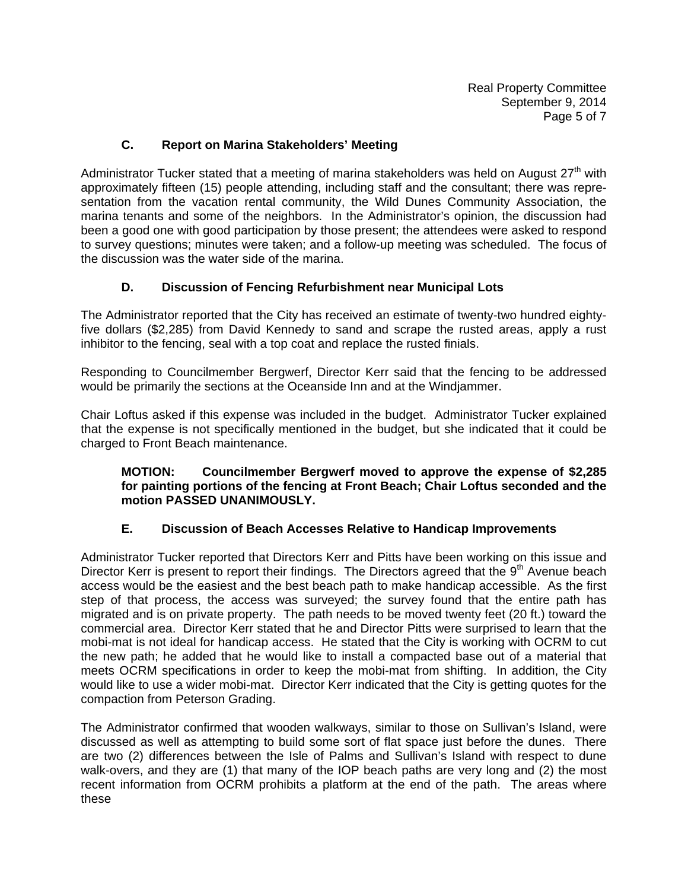### C. Report on Marina Stakeholders' Meeting

Administrator Tucker stated that a meeting of marina stakeholders was held on August 27th with approximately fifteen (15) people attending, including staff and the consultant; there was representation from the vacation rental community, the Wild Dunes Community Association, the marina tenants and some of the neighbors. In the Administrator's opinion, the discussion had been a good one with good participation by those present; the attendees were asked to respond to survey questions; minutes were taken; and a follow-up meeting was scheduled. The focus of the discussion was the water side of the marina.

### D. Discussion of Fencing Refurbishment near Municipal Lots

The Administrator reported that the City has received an estimate of twenty-two hundred eighty-five dollars ($2,285) from David Kennedy to sand and scrape the rusted areas, apply a rust inhibitor to the fencing, seal with a top coat and replace the rusted finials.

Responding to Councilmember Bergwerf, Director Kerr said that the fencing to be addressed would be primarily the sections at the Oceanside Inn and at the Windjammer.

Chair Loftus asked if this expense was included in the budget. Administrator Tucker explained that the expense is not specifically mentioned in the budget, but she indicated that it could be charged to Front Beach maintenance.

**MOTION: Councilmember Bergwerf moved to approve the expense of $2,285 for painting portions of the fencing at Front Beach; Chair Loftus seconded and the motion PASSED UNANIMOUSLY.**

### E. Discussion of Beach Accesses Relative to Handicap Improvements

Administrator Tucker reported that Directors Kerr and Pitts have been working on this issue and Director Kerr is present to report their findings. The Directors agreed that the 9th Avenue beach access would be the easiest and the best beach path to make handicap accessible. As the first step of that process, the access was surveyed; the survey found that the entire path has migrated and is on private property. The path needs to be moved twenty feet (20 ft.) toward the commercial area. Director Kerr stated that he and Director Pitts were surprised to learn that the mobi-mat is not ideal for handicap access. He stated that the City is working with OCRM to cut the new path; he added that he would like to install a compacted base out of a material that meets OCRM specifications in order to keep the mobi-mat from shifting. In addition, the City would like to use a wider mobi-mat. Director Kerr indicated that the City is getting quotes for the compaction from Peterson Grading.

The Administrator confirmed that wooden walkways, similar to those on Sullivan's Island, were discussed as well as attempting to build some sort of flat space just before the dunes. There are two (2) differences between the Isle of Palms and Sullivan's Island with respect to dune walk-overs, and they are (1) that many of the IOP beach paths are very long and (2) the most recent information from OCRM prohibits a platform at the end of the path. The areas where these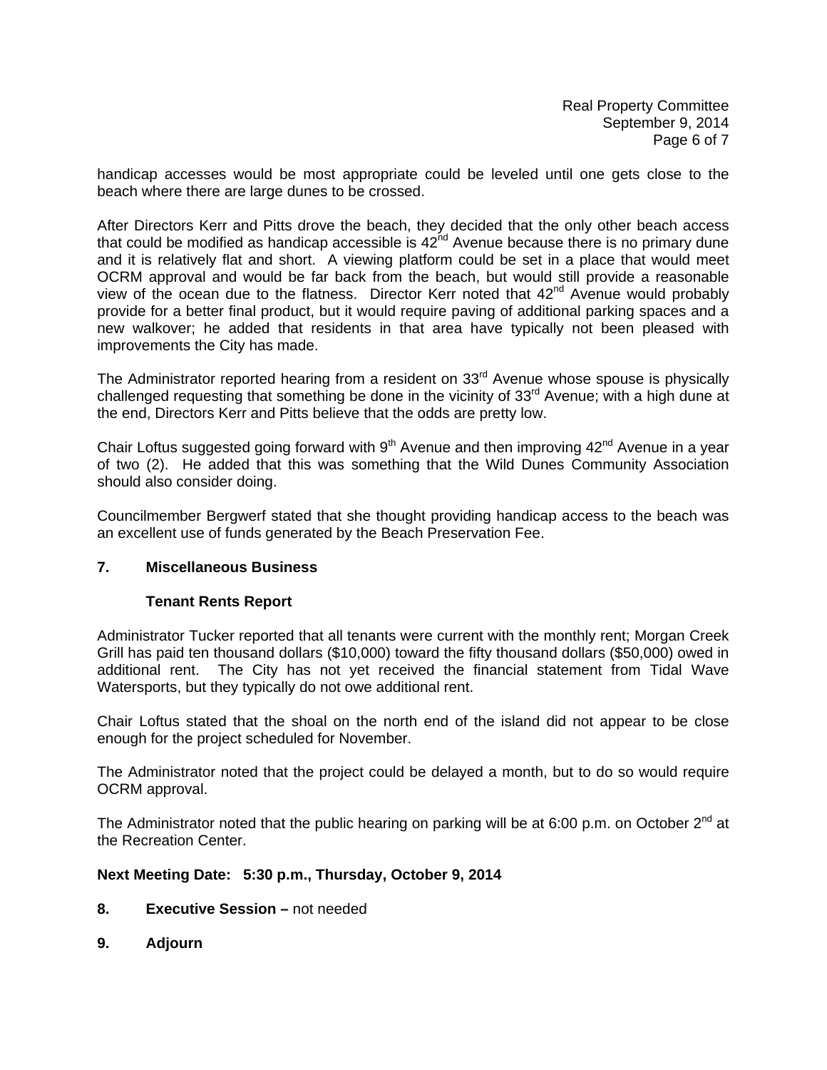handicap accesses would be most appropriate could be leveled until one gets close to the beach where there are large dunes to be crossed.

After Directors Kerr and Pitts drove the beach, they decided that the only other beach access that could be modified as handicap accessible is 42nd Avenue because there is no primary dune and it is relatively flat and short. A viewing platform could be set in a place that would meet OCRM approval and would be far back from the beach, but would still provide a reasonable view of the ocean due to the flatness. Director Kerr noted that 42nd Avenue would probably provide for a better final product, but it would require paving of additional parking spaces and a new walkover; he added that residents in that area have typically not been pleased with improvements the City has made.

The Administrator reported hearing from a resident on 33rd Avenue whose spouse is physically challenged requesting that something be done in the vicinity of 33rd Avenue; with a high dune at the end, Directors Kerr and Pitts believe that the odds are pretty low.

Chair Loftus suggested going forward with 9th Avenue and then improving 42nd Avenue in a year of two (2). He added that this was something that the Wild Dunes Community Association should also consider doing.

Councilmember Bergwerf stated that she thought providing handicap access to the beach was an excellent use of funds generated by the Beach Preservation Fee.

**7. Miscellaneous Business**

**Tenant Rents Report**

Administrator Tucker reported that all tenants were current with the monthly rent; Morgan Creek Grill has paid ten thousand dollars ($10,000) toward the fifty thousand dollars ($50,000) owed in additional rent. The City has not yet received the financial statement from Tidal Wave Watersports, but they typically do not owe additional rent.

Chair Loftus stated that the shoal on the north end of the island did not appear to be close enough for the project scheduled for November.

The Administrator noted that the project could be delayed a month, but to do so would require OCRM approval.

The Administrator noted that the public hearing on parking will be at 6:00 p.m. on October 2nd at the Recreation Center.

**Next Meeting Date: 5:30 p.m., Thursday, October 9, 2014**

**8. Executive Session –** not needed

**9. Adjourn**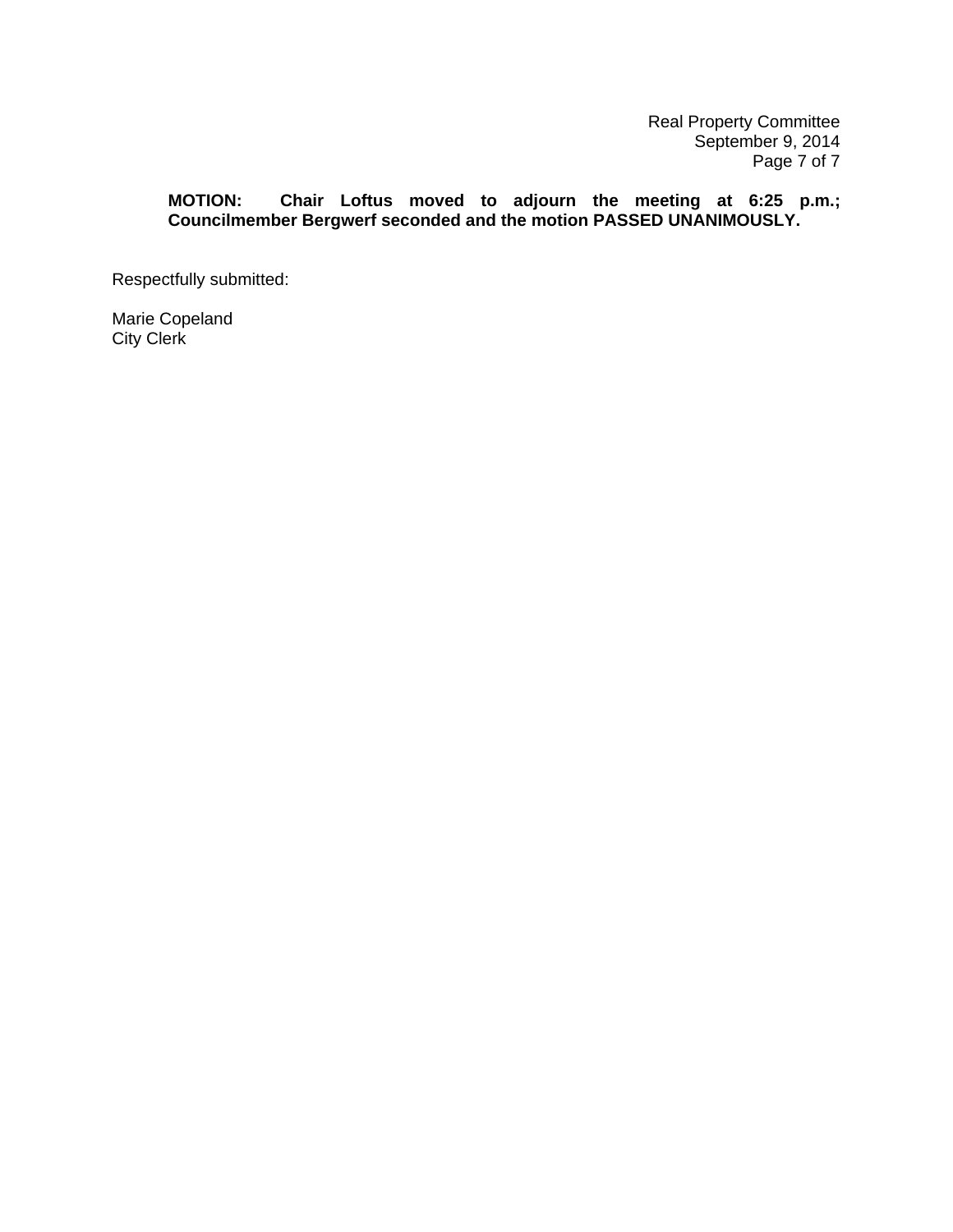**MOTION: Chair Loftus moved to adjourn the meeting at 6:25 p.m.; Councilmember Bergwerf seconded and the motion PASSED UNANIMOUSLY.**

Respectfully submitted:

Marie Copeland
City Clerk